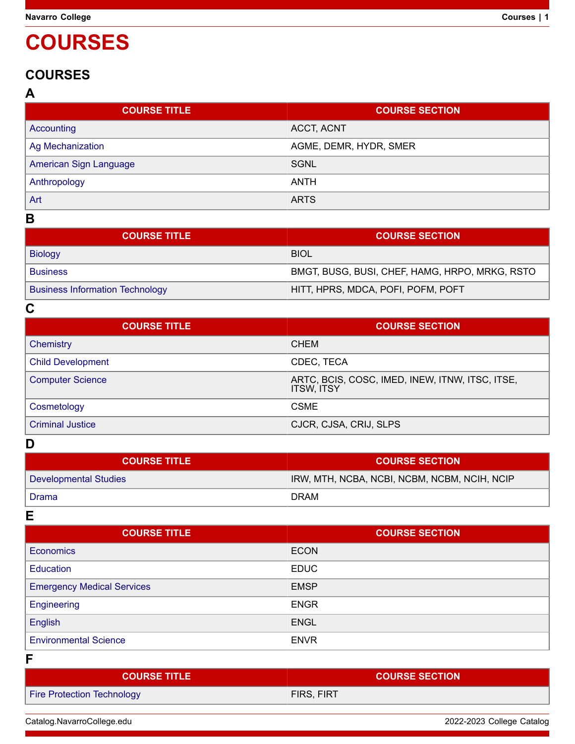# COURSES

## COURSES

### A

| COURSE TITLE | COURSE SECTION |
| --- | --- |
| Accounting | ACCT, ACNT |
| Ag Mechanization | AGME, DEMR, HYDR, SMER |
| American Sign Language | SGNL |
| Anthropology | ANTH |
| Art | ARTS |

### B

| COURSE TITLE | COURSE SECTION |
| --- | --- |
| Biology | BIOL |
| Business | BMGT, BUSG, BUSI, CHEF, HAMG, HRPO, MRKG, RSTO |
| Business Information Technology | HITT, HPRS, MDCA, POFI, POFM, POFT |

### C

| COURSE TITLE | COURSE SECTION |
| --- | --- |
| Chemistry | CHEM |
| Child Development | CDEC, TECA |
| Computer Science | ARTC, BCIS, COSC, IMED, INEW, ITNW, ITSC, ITSE, ITSW, ITSY |
| Cosmetology | CSME |
| Criminal Justice | CJCR, CJSA, CRIJ, SLPS |

### D

| COURSE TITLE | COURSE SECTION |
| --- | --- |
| Developmental Studies | IRW, MTH, NCBA, NCBI, NCBM, NCBM, NCIH, NCIP |
| Drama | DRAM |

### E

| COURSE TITLE | COURSE SECTION |
| --- | --- |
| Economics | ECON |
| Education | EDUC |
| Emergency Medical Services | EMSP |
| Engineering | ENGR |
| English | ENGL |
| Environmental Science | ENVR |

### F

| COURSE TITLE | COURSE SECTION |
| --- | --- |
| Fire Protection Technology | FIRS, FIRT |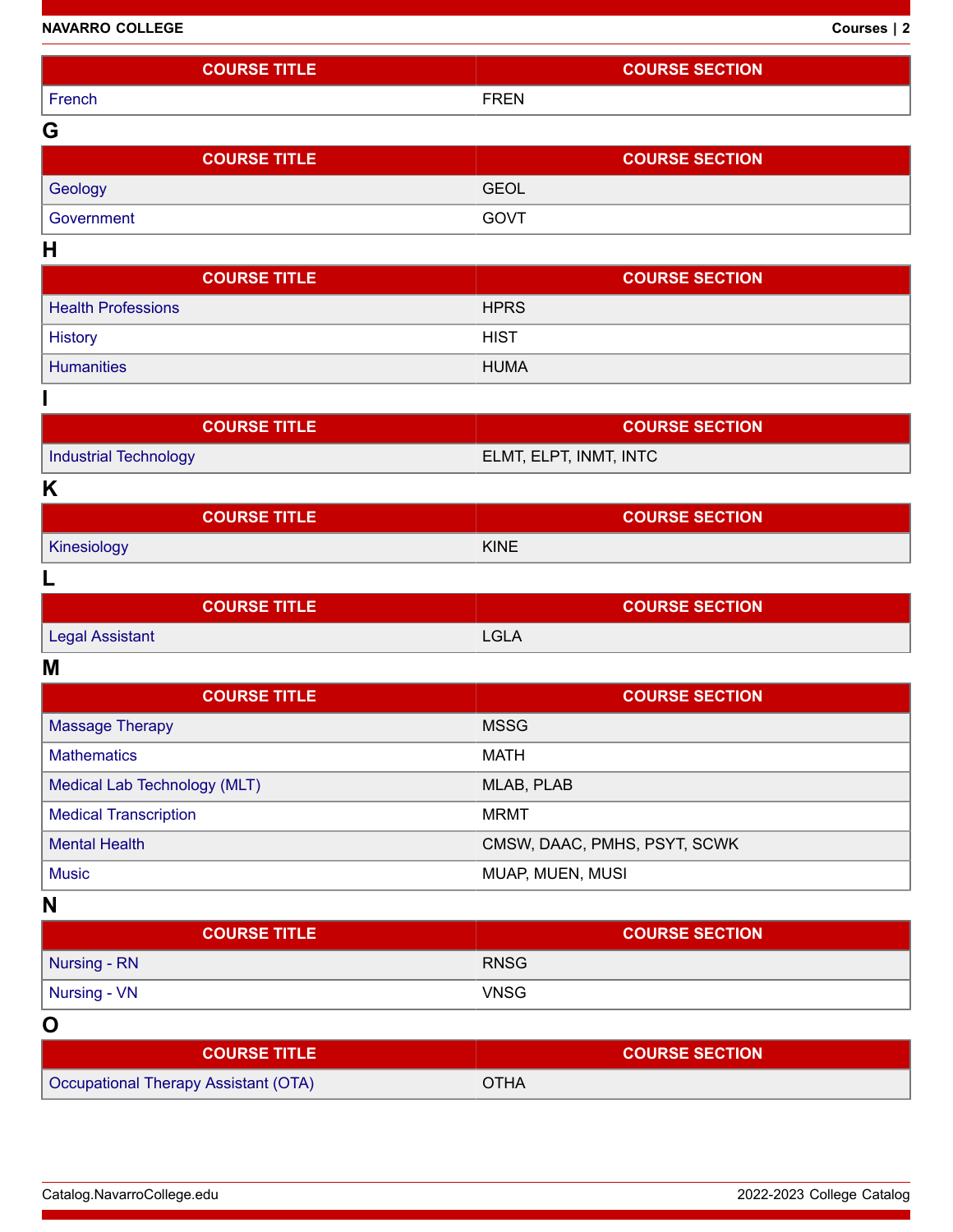| COURSE TITLE | COURSE SECTION |
| --- | --- |
| French | FREN |

## G

| COURSE TITLE | COURSE SECTION |
| --- | --- |
| Geology | GEOL |
| Government | GOVT |

## H

| COURSE TITLE | COURSE SECTION |
| --- | --- |
| Health Professions | HPRS |
| History | HIST |
| Humanities | HUMA |

## I

| COURSE TITLE | COURSE SECTION |
| --- | --- |
| Industrial Technology | ELMT, ELPT, INMT, INTC |

## K

| COURSE TITLE | COURSE SECTION |
| --- | --- |
| Kinesiology | KINE |

## L

| COURSE TITLE | COURSE SECTION |
| --- | --- |
| Legal Assistant | LGLA |

## M

| COURSE TITLE | COURSE SECTION |
| --- | --- |
| Massage Therapy | MSSG |
| Mathematics | MATH |
| Medical Lab Technology (MLT) | MLAB, PLAB |
| Medical Transcription | MRMT |
| Mental Health | CMSW, DAAC, PMHS, PSYT, SCWK |
| Music | MUAP, MUEN, MUSI |

## N

| COURSE TITLE | COURSE SECTION |
| --- | --- |
| Nursing - RN | RNSG |
| Nursing - VN | VNSG |

## O

| COURSE TITLE | COURSE SECTION |
| --- | --- |
| Occupational Therapy Assistant (OTA) | OTHA |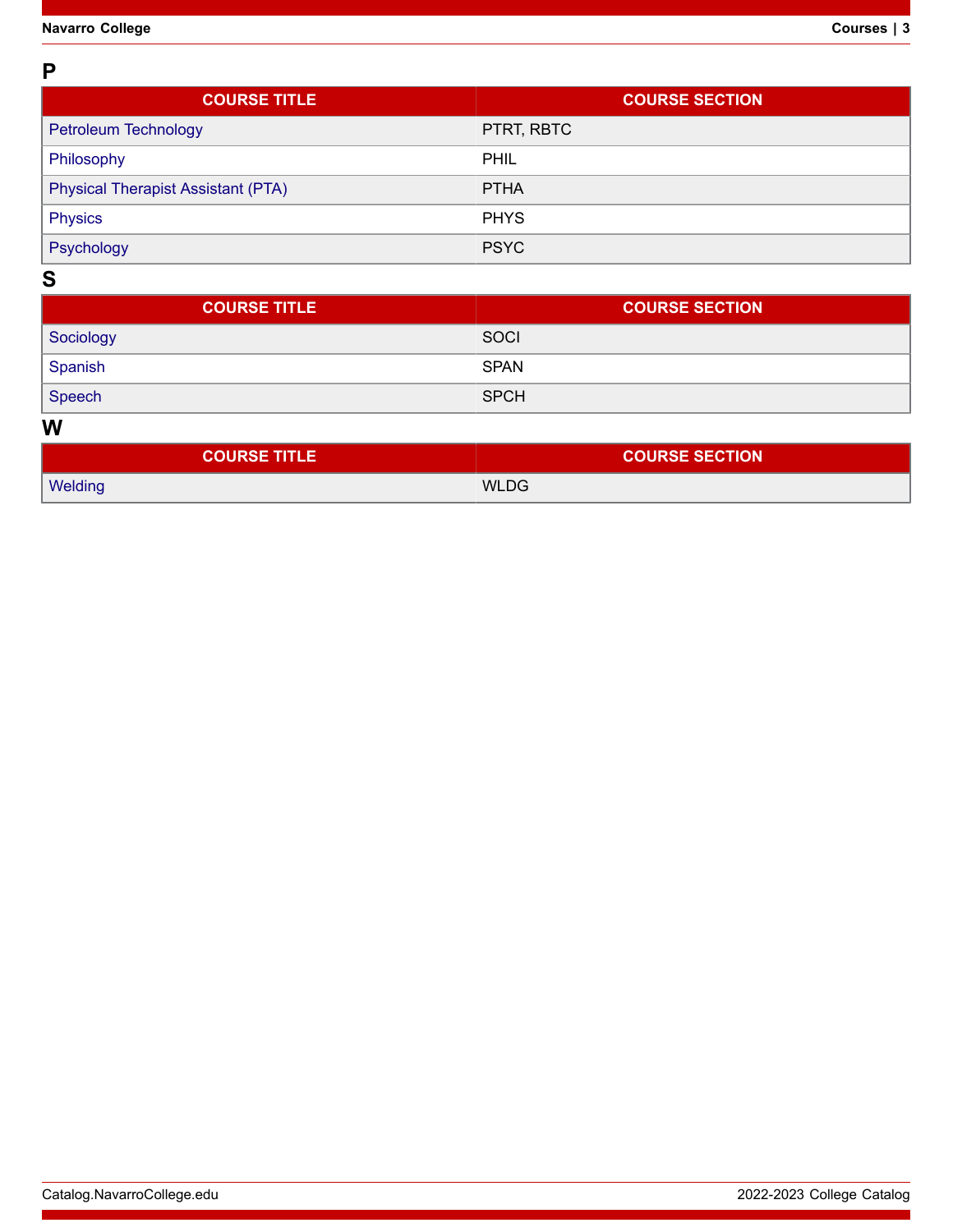## P

| COURSE TITLE | COURSE SECTION |
|---|---|
| Petroleum Technology | PTRT, RBTC |
| Philosophy | PHIL |
| Physical Therapist Assistant (PTA) | PTHA |
| Physics | PHYS |
| Psychology | PSYC |

## S

| COURSE TITLE | COURSE SECTION |
|---|---|
| Sociology | SOCI |
| Spanish | SPAN |
| Speech | SPCH |

## W

| COURSE TITLE | COURSE SECTION |
|---|---|
| Welding | WLDG |